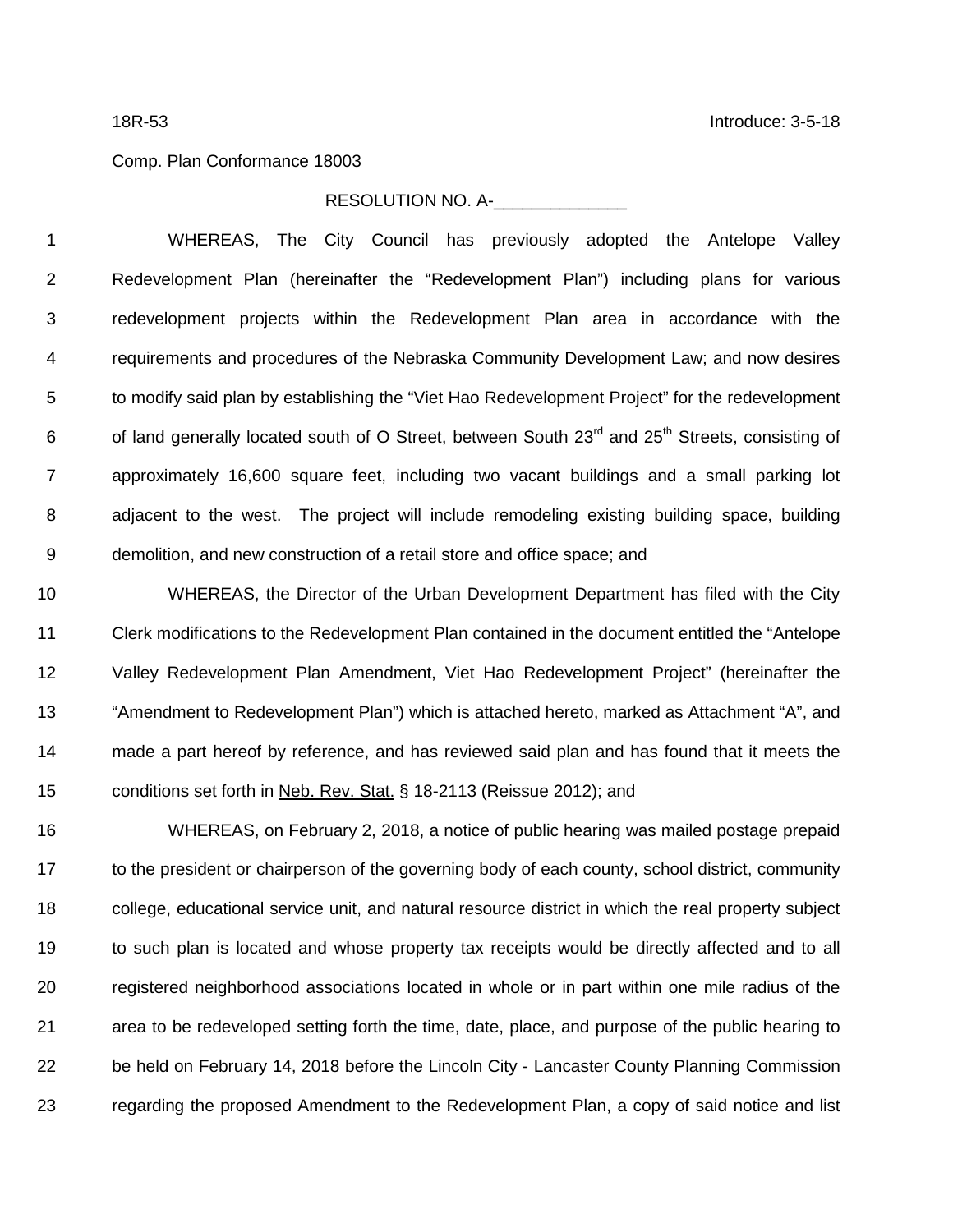18R-53 Introduce: 3-5-18

Comp. Plan Conformance 18003

RESOLUTION NO. A-______________

WHEREAS, The City Council has previously adopted the Antelope Valley Redevelopment Plan (hereinafter the "Redevelopment Plan") including plans for various redevelopment projects within the Redevelopment Plan area in accordance with the requirements and procedures of the Nebraska Community Development Law; and now desires to modify said plan by establishing the "Viet Hao Redevelopment Project" for the redevelopment of land generally located south of O Street, between South 23rd and 25th Streets, consisting of approximately 16,600 square feet, including two vacant buildings and a small parking lot adjacent to the west. The project will include remodeling existing building space, building demolition, and new construction of a retail store and office space; and

WHEREAS, the Director of the Urban Development Department has filed with the City Clerk modifications to the Redevelopment Plan contained in the document entitled the "Antelope Valley Redevelopment Plan Amendment, Viet Hao Redevelopment Project" (hereinafter the "Amendment to Redevelopment Plan") which is attached hereto, marked as Attachment "A", and made a part hereof by reference, and has reviewed said plan and has found that it meets the conditions set forth in Neb. Rev. Stat. § 18-2113 (Reissue 2012); and

WHEREAS, on February 2, 2018, a notice of public hearing was mailed postage prepaid to the president or chairperson of the governing body of each county, school district, community college, educational service unit, and natural resource district in which the real property subject to such plan is located and whose property tax receipts would be directly affected and to all registered neighborhood associations located in whole or in part within one mile radius of the area to be redeveloped setting forth the time, date, place, and purpose of the public hearing to be held on February 14, 2018 before the Lincoln City - Lancaster County Planning Commission regarding the proposed Amendment to the Redevelopment Plan, a copy of said notice and list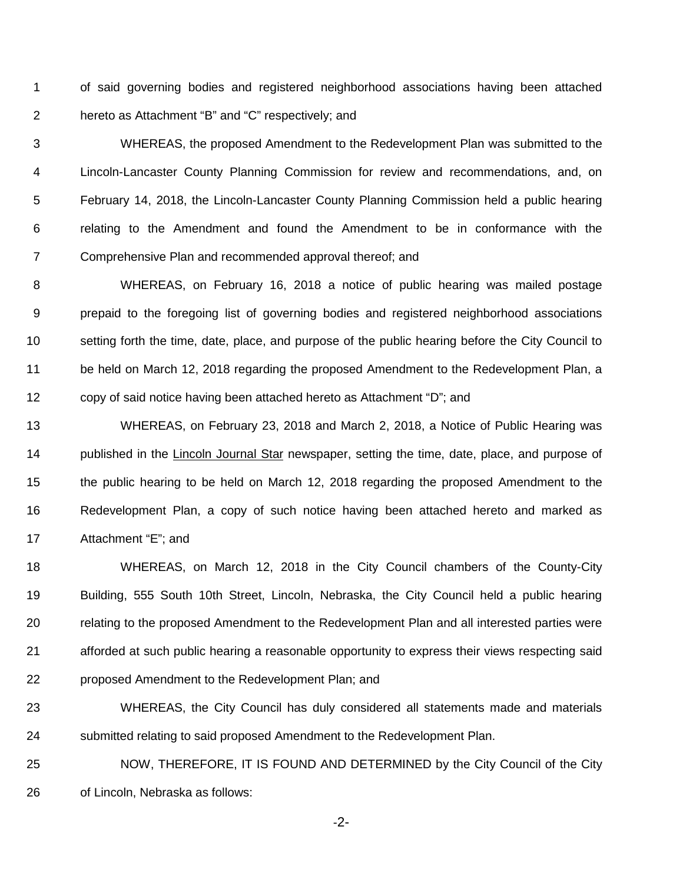of said governing bodies and registered neighborhood associations having been attached hereto as Attachment "B" and "C" respectively; and

WHEREAS, the proposed Amendment to the Redevelopment Plan was submitted to the Lincoln-Lancaster County Planning Commission for review and recommendations, and, on February 14, 2018, the Lincoln-Lancaster County Planning Commission held a public hearing relating to the Amendment and found the Amendment to be in conformance with the Comprehensive Plan and recommended approval thereof; and

WHEREAS, on February 16, 2018 a notice of public hearing was mailed postage prepaid to the foregoing list of governing bodies and registered neighborhood associations setting forth the time, date, place, and purpose of the public hearing before the City Council to be held on March 12, 2018 regarding the proposed Amendment to the Redevelopment Plan, a copy of said notice having been attached hereto as Attachment "D"; and

WHEREAS, on February 23, 2018 and March 2, 2018, a Notice of Public Hearing was published in the Lincoln Journal Star newspaper, setting the time, date, place, and purpose of the public hearing to be held on March 12, 2018 regarding the proposed Amendment to the Redevelopment Plan, a copy of such notice having been attached hereto and marked as Attachment "E"; and

WHEREAS, on March 12, 2018 in the City Council chambers of the County-City Building, 555 South 10th Street, Lincoln, Nebraska, the City Council held a public hearing relating to the proposed Amendment to the Redevelopment Plan and all interested parties were afforded at such public hearing a reasonable opportunity to express their views respecting said proposed Amendment to the Redevelopment Plan; and

WHEREAS, the City Council has duly considered all statements made and materials submitted relating to said proposed Amendment to the Redevelopment Plan.

NOW, THEREFORE, IT IS FOUND AND DETERMINED by the City Council of the City of Lincoln, Nebraska as follows: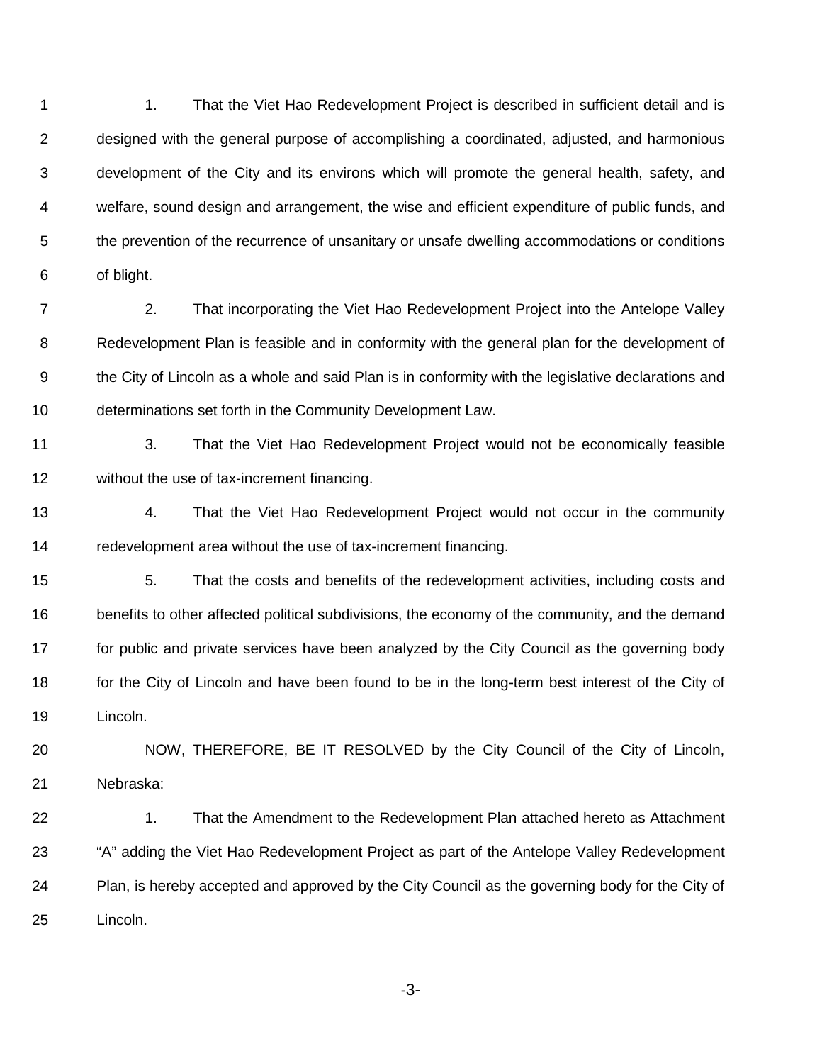1. That the Viet Hao Redevelopment Project is described in sufficient detail and is designed with the general purpose of accomplishing a coordinated, adjusted, and harmonious development of the City and its environs which will promote the general health, safety, and welfare, sound design and arrangement, the wise and efficient expenditure of public funds, and the prevention of the recurrence of unsanitary or unsafe dwelling accommodations or conditions of blight.

2. That incorporating the Viet Hao Redevelopment Project into the Antelope Valley Redevelopment Plan is feasible and in conformity with the general plan for the development of the City of Lincoln as a whole and said Plan is in conformity with the legislative declarations and determinations set forth in the Community Development Law.

3. That the Viet Hao Redevelopment Project would not be economically feasible without the use of tax-increment financing.

4. That the Viet Hao Redevelopment Project would not occur in the community redevelopment area without the use of tax-increment financing.

5. That the costs and benefits of the redevelopment activities, including costs and benefits to other affected political subdivisions, the economy of the community, and the demand for public and private services have been analyzed by the City Council as the governing body for the City of Lincoln and have been found to be in the long-term best interest of the City of Lincoln.

NOW, THEREFORE, BE IT RESOLVED by the City Council of the City of Lincoln, Nebraska:

1. That the Amendment to the Redevelopment Plan attached hereto as Attachment "A" adding the Viet Hao Redevelopment Project as part of the Antelope Valley Redevelopment Plan, is hereby accepted and approved by the City Council as the governing body for the City of Lincoln.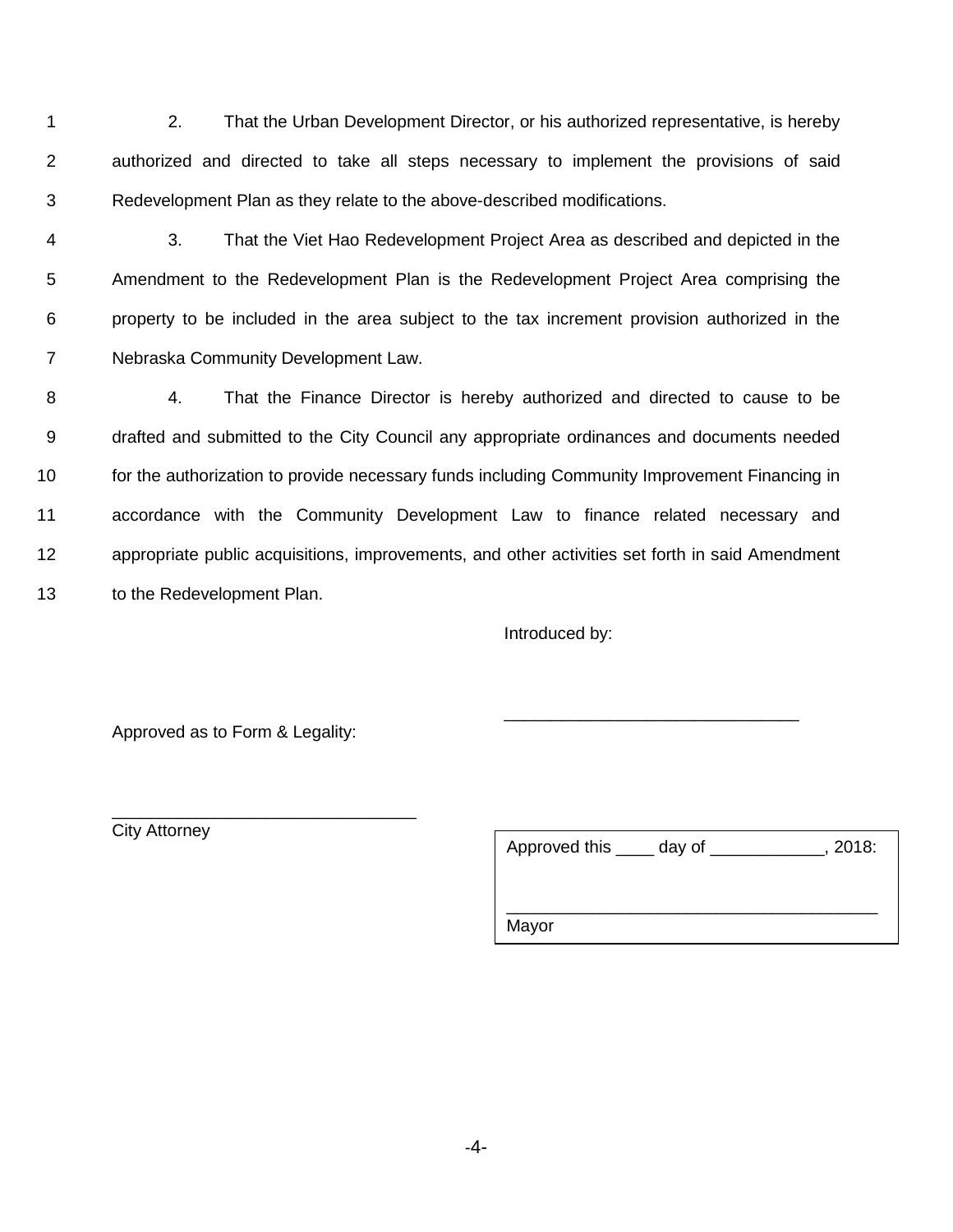2. That the Urban Development Director, or his authorized representative, is hereby authorized and directed to take all steps necessary to implement the provisions of said Redevelopment Plan as they relate to the above-described modifications.

3. That the Viet Hao Redevelopment Project Area as described and depicted in the Amendment to the Redevelopment Plan is the Redevelopment Project Area comprising the property to be included in the area subject to the tax increment provision authorized in the Nebraska Community Development Law.

4. That the Finance Director is hereby authorized and directed to cause to be drafted and submitted to the City Council any appropriate ordinances and documents needed for the authorization to provide necessary funds including Community Improvement Financing in accordance with the Community Development Law to finance related necessary and appropriate public acquisitions, improvements, and other activities set forth in said Amendment to the Redevelopment Plan.

Introduced by:

_______________________________

Approved as to Form & Legality:

_______________________________
City Attorney

Approved this ____ day of ____________, 2018:

_______________________________________
Mayor